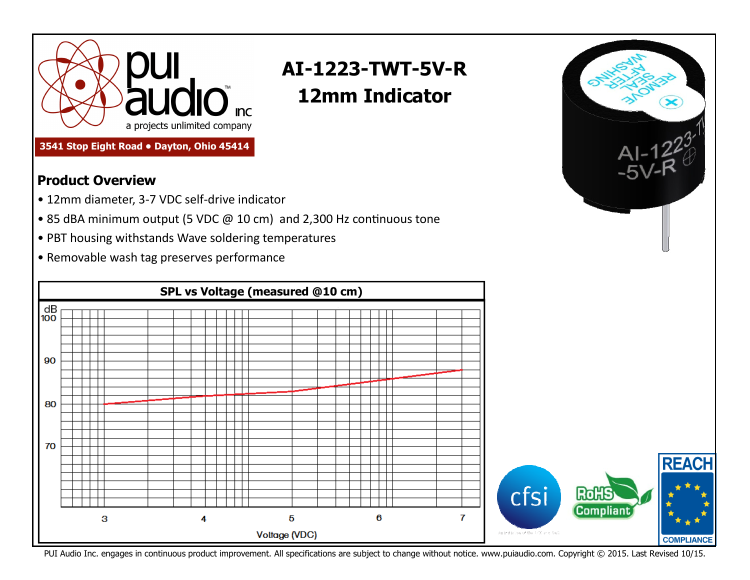pui audio inc
a projects unlimited company

3541 Stop Eight Road • Dayton, Ohio 45414

# AI-1223-TWT-5V-R
# 12mm Indicator

## Product Overview

- 12mm diameter, 3-7 VDC self-drive indicator
- 85 dBA minimum output (5 VDC @ 10 cm) and 2,300 Hz continuous tone
- PBT housing withstands Wave soldering temperatures
- Removable wash tag preserves performance

**SPL vs Voltage (measured @10 cm)**

dB: 100, 90, 80, 70

Voltage (VDC): 3, 4, 5, 6, 7

PUI Audio Inc. engages in continuous product improvement. All specifications are subject to change without notice. www.puiaudio.com. Copyright © 2015. Last Revised 10/15.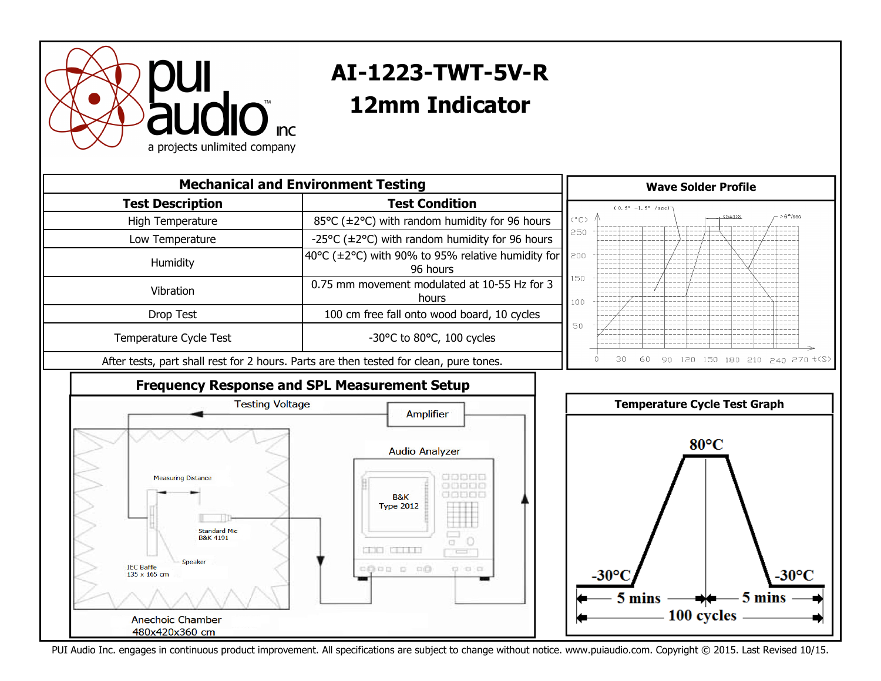# AI-1223-TWT-5V-R

# 12mm Indicator

## Mechanical and Environment Testing

| Test Description | Test Condition |
|---|---|
| High Temperature | 85°C (±2°C) with random humidity for 96 hours |
| Low Temperature | -25°C (±2°C) with random humidity for 96 hours |
| Humidity | 40°C (±2°C) with 90% to 95% relative humidity for 96 hours |
| Vibration | 0.75 mm movement modulated at 10-55 Hz for 3 hours |
| Drop Test | 100 cm free fall onto wood board, 10 cycles |
| Temperature Cycle Test | -30°C to 80°C, 100 cycles |
| After tests, part shall rest for 2 hours. Parts are then tested for clean, pure tones. | |

## Wave Solder Profile

## Frequency Response and SPL Measurement Setup

## Temperature Cycle Test Graph

PUI Audio Inc. engages in continuous product improvement. All specifications are subject to change without notice. www.puiaudio.com. Copyright © 2015. Last Revised 10/15.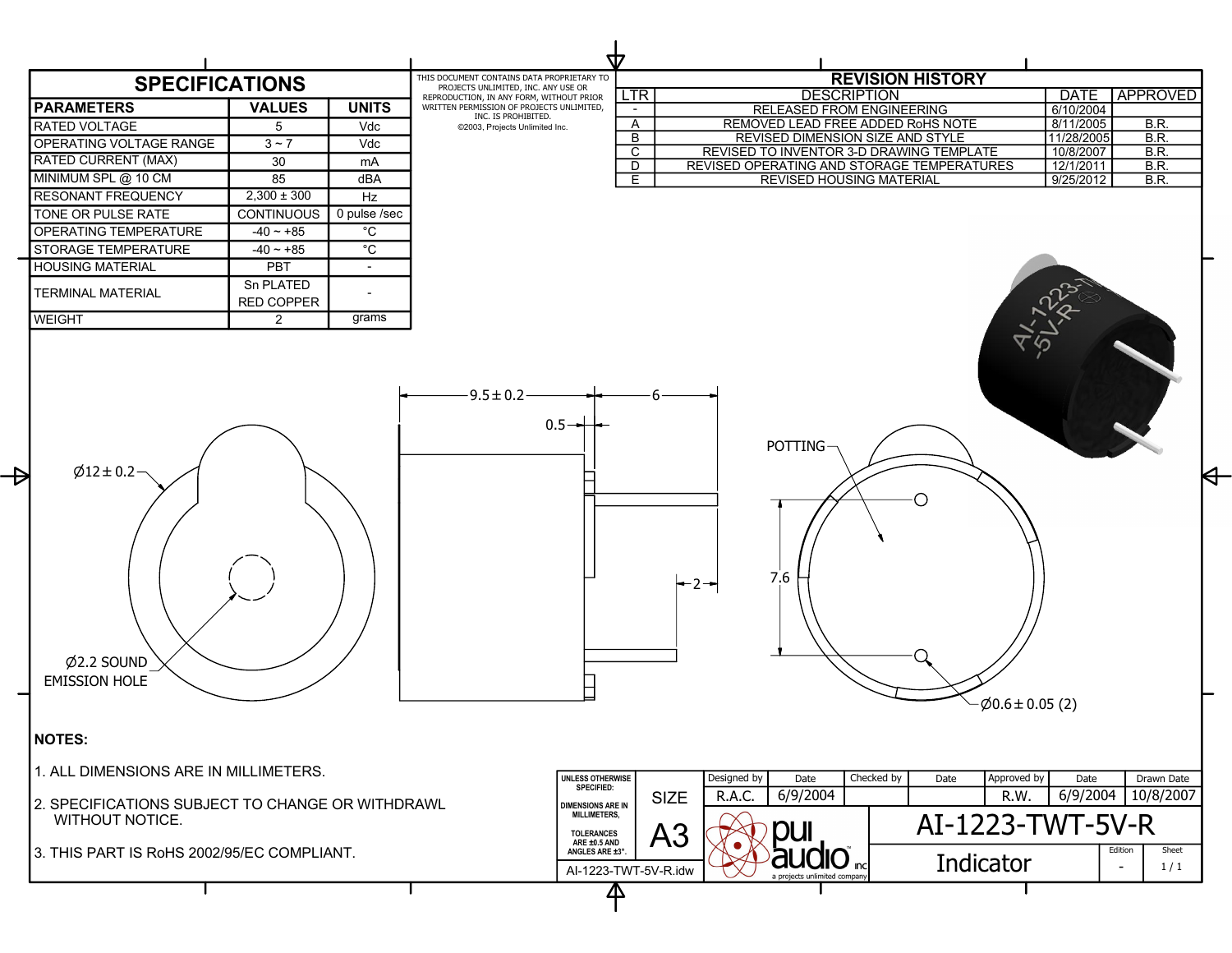## SPECIFICATIONS

| PARAMETERS | VALUES | UNITS |
|---|---|---|
| RATED VOLTAGE | 5 | Vdc |
| OPERATING VOLTAGE RANGE | 3 ~ 7 | Vdc |
| RATED CURRENT (MAX) | 30 | mA |
| MINIMUM SPL @ 10 CM | 85 | dBA |
| RESONANT FREQUENCY | 2,300 ± 300 | Hz |
| TONE OR PULSE RATE | CONTINUOUS | 0 pulse /sec |
| OPERATING TEMPERATURE | -40 ~ +85 | °C |
| STORAGE TEMPERATURE | -40 ~ +85 | °C |
| HOUSING MATERIAL | PBT | - |
| TERMINAL MATERIAL | Sn PLATED RED COPPER | - |
| WEIGHT | 2 | grams |

THIS DOCUMENT CONTAINS DATA PROPRIETARY TO PROJECTS UNLIMITED, INC. ANY USE OR REPRODUCTION, IN ANY FORM, WITHOUT PRIOR WRITTEN PERMISSION OF PROJECTS UNLIMITED, INC. IS PROHIBITED.
©2003, Projects Unlimited Inc.

## REVISION HISTORY

| LTR | DESCRIPTION | DATE | APPROVED |
|---|---|---|---|
| - | RELEASED FROM ENGINEERING | 6/10/2004 | |
| A | REMOVED LEAD FREE ADDED RoHS NOTE | 8/11/2005 | B.R. |
| B | REVISED DIMENSION SIZE AND STYLE | 11/28/2005 | B.R. |
| C | REVISED TO INVENTOR 3-D DRAWING TEMPLATE | 10/8/2007 | B.R. |
| D | REVISED OPERATING AND STORAGE TEMPERATURES | 12/1/2011 | B.R. |
| E | REVISED HOUSING MATERIAL | 9/25/2012 | B.R. |

Ø12 ± 0.2

Ø2.2 SOUND EMISSION HOLE

9.5 ± 0.2

6

0.5

2

POTTING

7.6

Ø0.6 ± 0.05 (2)

AI-1223-TWT-5V-R

**NOTES:**

1. ALL DIMENSIONS ARE IN MILLIMETERS.
2. SPECIFICATIONS SUBJECT TO CHANGE OR WITHDRAWL WITHOUT NOTICE.
3. THIS PART IS RoHS 2002/95/EC COMPLIANT.

| | | | | | | | |
|---|---|---|---|---|---|---|---|
| UNLESS OTHERWISE SPECIFIED: DIMENSIONS ARE IN MILLIMETERS, TOLERANCES ARE ±0.5 AND ANGLES ARE ±3°. | SIZE A3 | Designed by R.A.C. | Date 6/9/2004 | Checked by | Date | Approved by R.W. | Date 6/9/2004 |
| AI-1223-TWT-5V-R.idw | | pui audio inc a projects unlimited company | | AI-1223-TWT-5V-R | | Drawn Date 10/8/2007 | |
| | | | | Indicator | | Edition - | Sheet 1 / 1 |